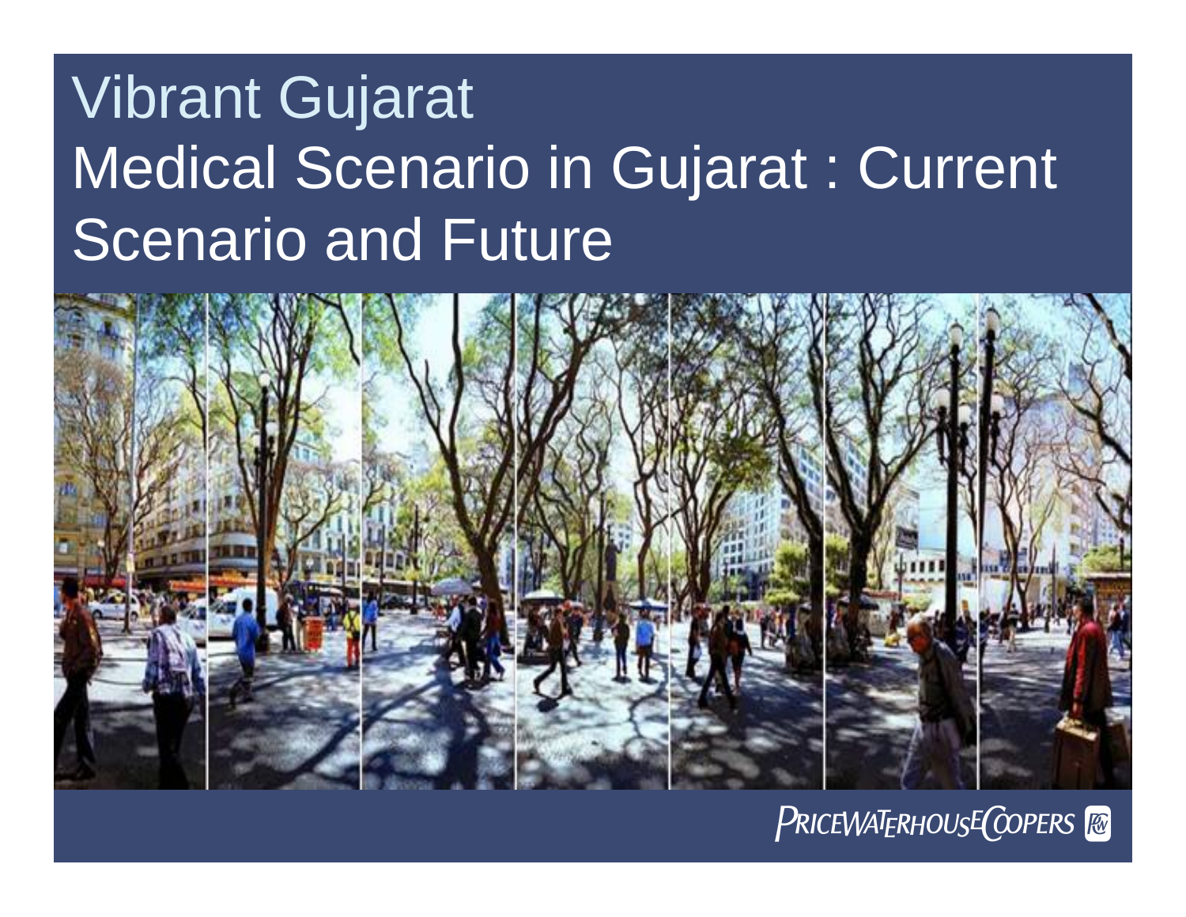# Vibrant Gujarat

# Medical Scenario in Gujarat : Current Scenario and Future

PRICEWATERHOUSECOOPERS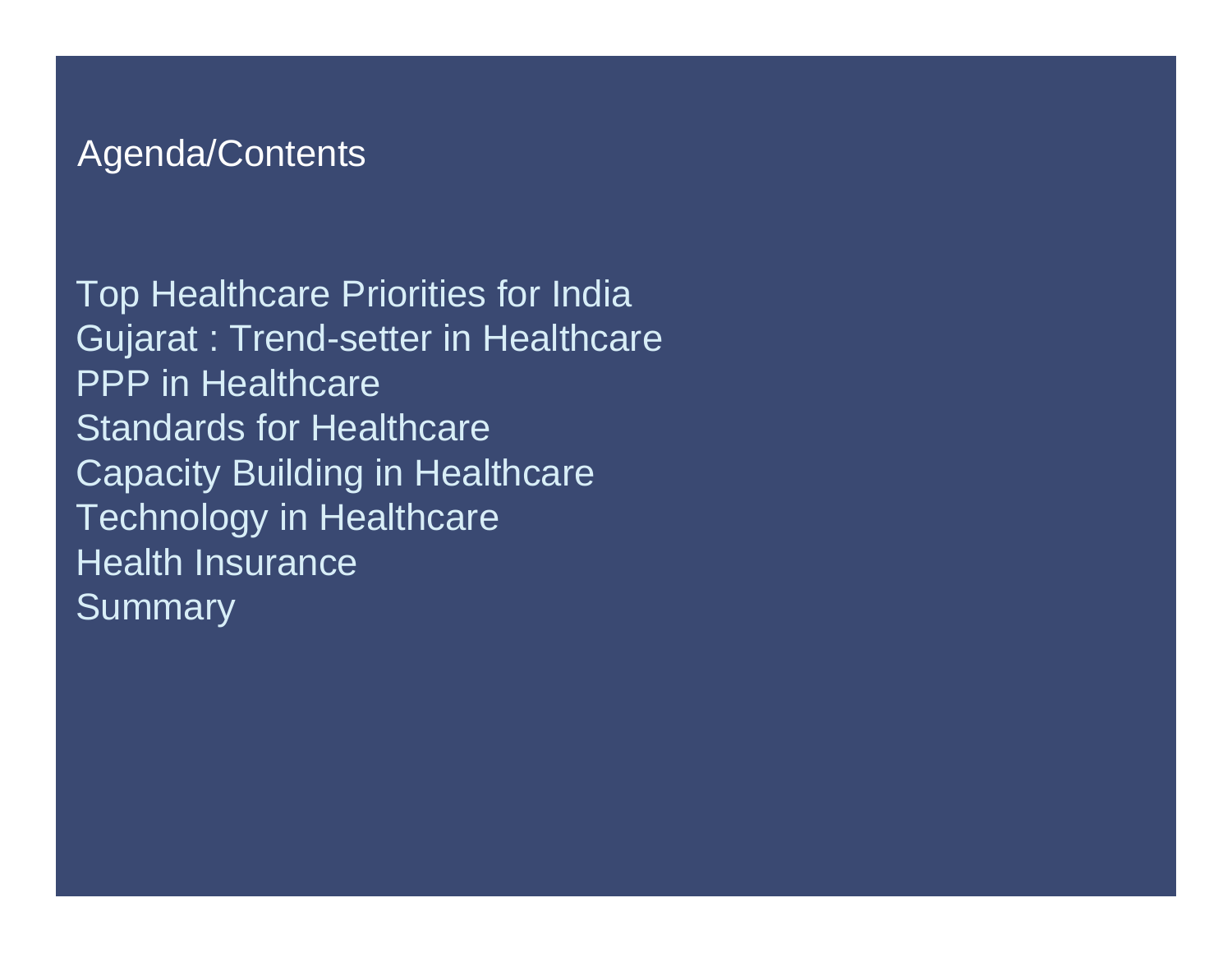# Agenda/Contents

- Top Healthcare Priorities for India
- Gujarat : Trend-setter in Healthcare
- PPP in Healthcare
- Standards for Healthcare
- Capacity Building in Healthcare
- Technology in Healthcare
- Health Insurance
- Summary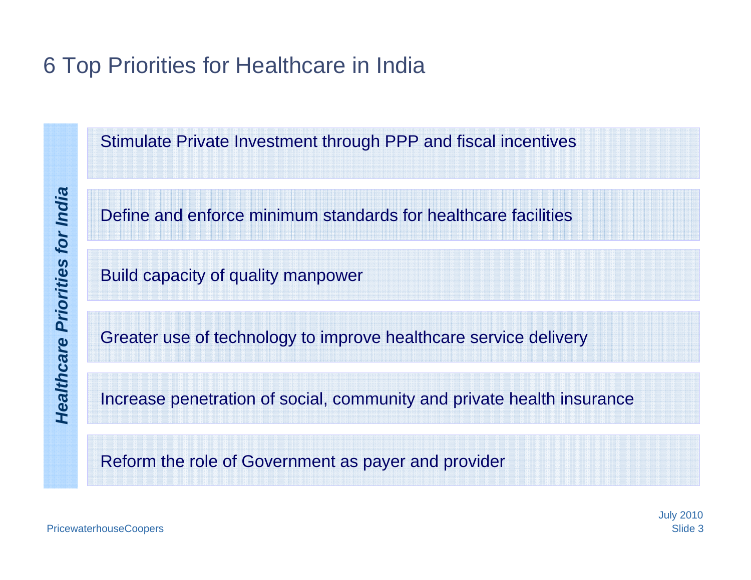# 6 Top Priorities for Healthcare in India

***Healthcare Priorities for India***

- Stimulate Private Investment through PPP and fiscal incentives
- Define and enforce minimum standards for healthcare facilities
- Build capacity of quality manpower
- Greater use of technology to improve healthcare service delivery
- Increase penetration of social, community and private health insurance
- Reform the role of Government as payer and provider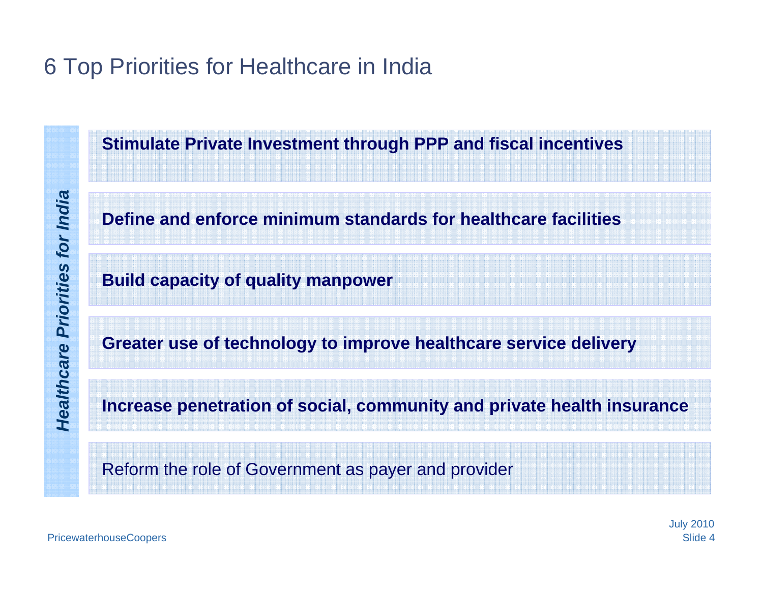# 6 Top Priorities for Healthcare in India

***Healthcare Priorities for India***

- **Stimulate Private Investment through PPP and fiscal incentives**
- **Define and enforce minimum standards for healthcare facilities**
- **Build capacity of quality manpower**
- **Greater use of technology to improve healthcare service delivery**
- **Increase penetration of social, community and private health insurance**
- Reform the role of Government as payer and provider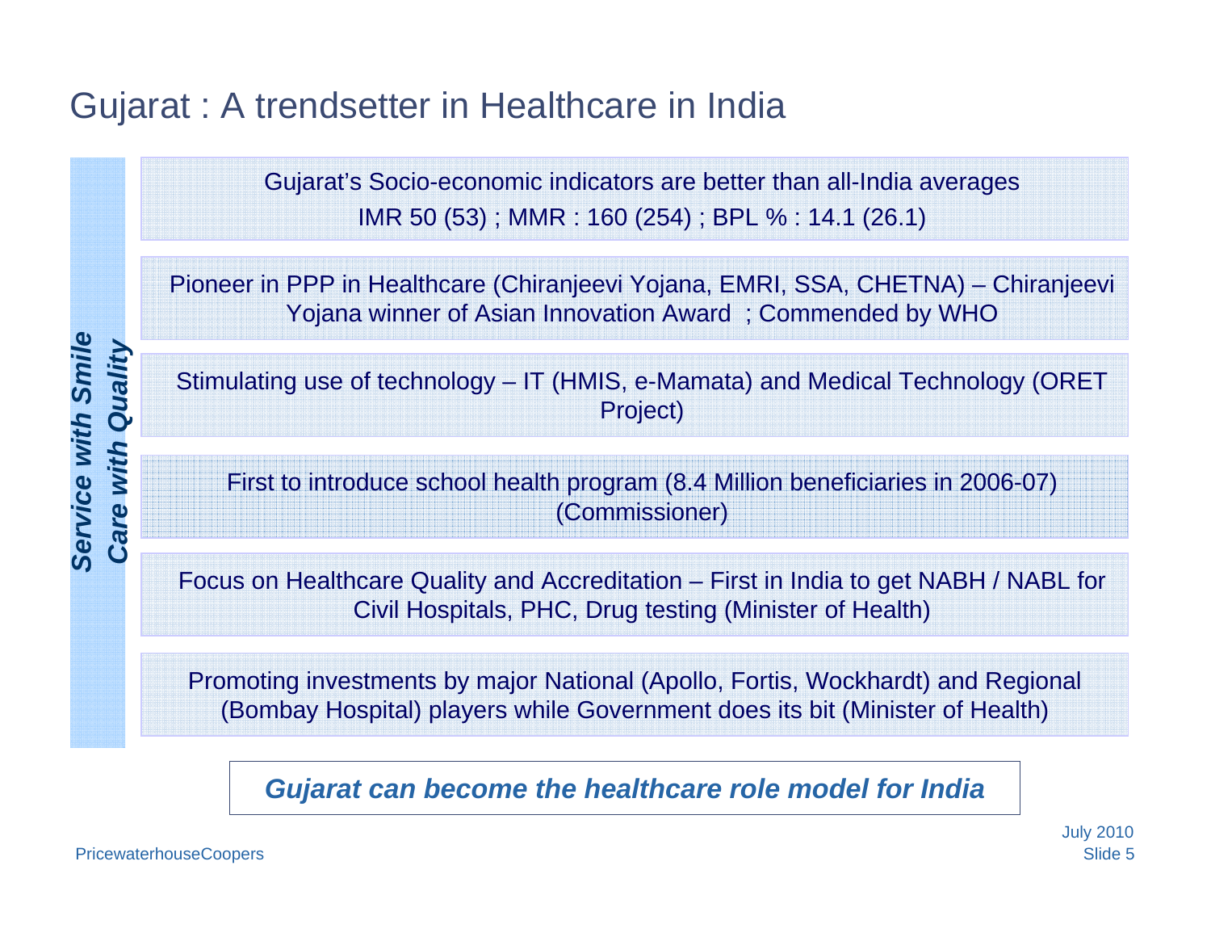# Gujarat : A trendsetter in Healthcare in India

***Service with Smile***
***Care with Quality***

Gujarat's Socio-economic indicators are better than all-India averages
IMR 50 (53) ; MMR : 160 (254) ; BPL % : 14.1 (26.1)

Pioneer in PPP in Healthcare (Chiranjeevi Yojana, EMRI, SSA, CHETNA) – Chiranjeevi Yojana winner of Asian Innovation Award ; Commended by WHO

Stimulating use of technology – IT (HMIS, e-Mamata) and Medical Technology (ORET Project)

First to introduce school health program (8.4 Million beneficiaries in 2006-07) (Commissioner)

Focus on Healthcare Quality and Accreditation – First in India to get NABH / NABL for Civil Hospitals, PHC, Drug testing (Minister of Health)

Promoting investments by major National (Apollo, Fortis, Wockhardt) and Regional (Bombay Hospital) players while Government does its bit (Minister of Health)

***Gujarat can become the healthcare role model for India***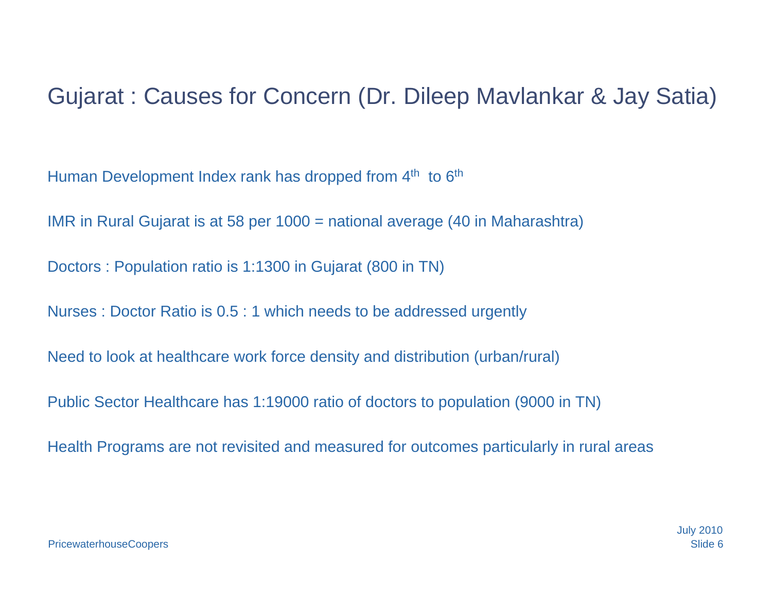# Gujarat : Causes for Concern (Dr. Dileep Mavlankar & Jay Satia)

Human Development Index rank has dropped from $4^{th}$ to $6^{th}$

IMR in Rural Gujarat is at 58 per 1000 = national average (40 in Maharashtra)

Doctors : Population ratio is 1:1300 in Gujarat (800 in TN)

Nurses : Doctor Ratio is 0.5 : 1 which needs to be addressed urgently

Need to look at healthcare work force density and distribution (urban/rural)

Public Sector Healthcare has 1:19000 ratio of doctors to population (9000 in TN)

Health Programs are not revisited and measured for outcomes particularly in rural areas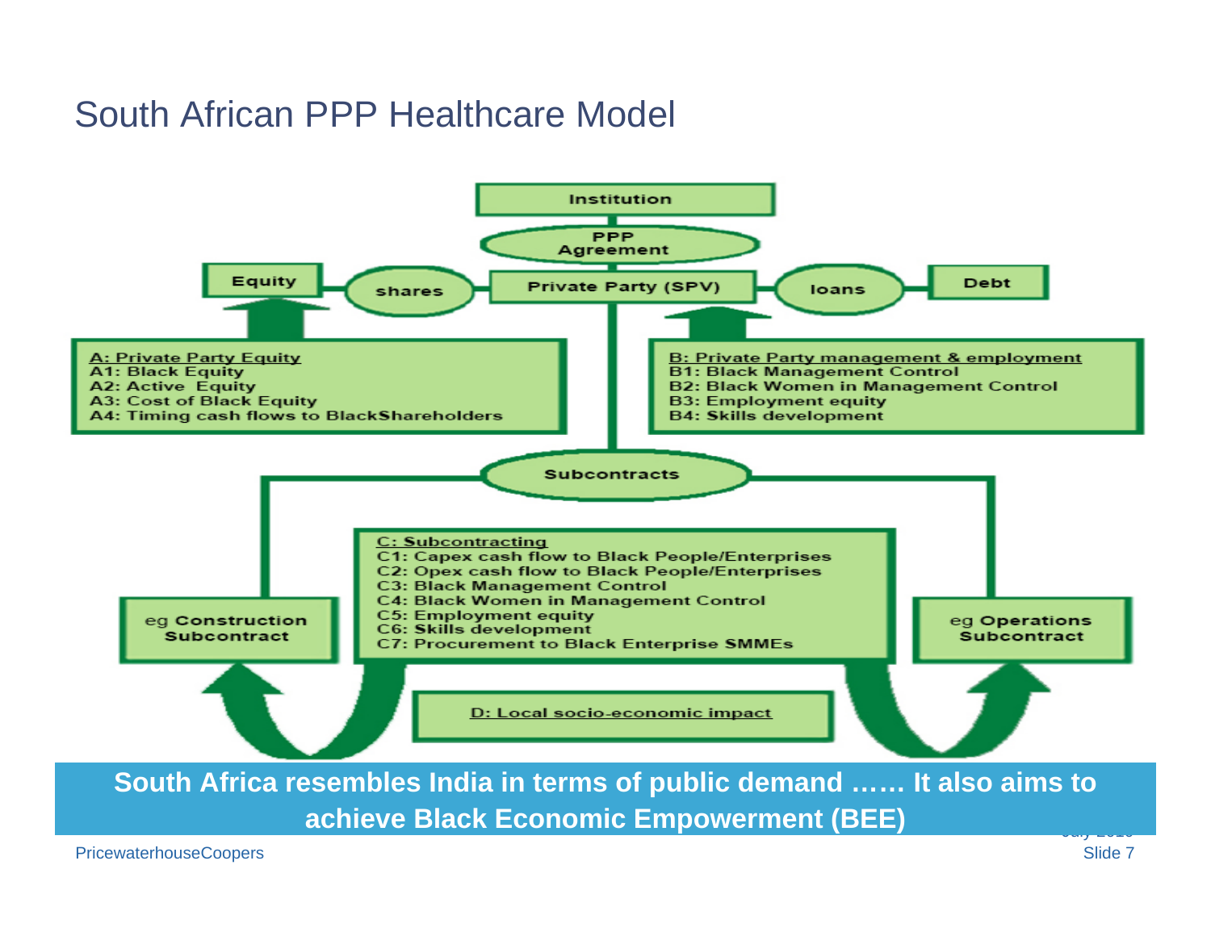# South African PPP Healthcare Model

Institution

PPP Agreement

Equity — shares — Private Party (SPV) — loans — Debt

**A: Private Party Equity**
- A1: Black Equity
- A2: Active Equity
- A3: Cost of Black Equity
- A4: Timing cash flows to BlackShareholders

**B: Private Party management & employment**
- B1: Black Management Control
- B2: Black Women in Management Control
- B3: Employment equity
- B4: Skills development

Subcontracts

eg Construction Subcontract

**C: Subcontracting**
- C1: Capex cash flow to Black People/Enterprises
- C2: Opex cash flow to Black People/Enterprises
- C3: Black Management Control
- C4: Black Women in Management Control
- C5: Employment equity
- C6: Skills development
- C7: Procurement to Black Enterprise SMMEs

eg Operations Subcontract

**D: Local socio-economic impact**

**South Africa resembles India in terms of public demand …… It also aims to achieve Black Economic Empowerment (BEE)**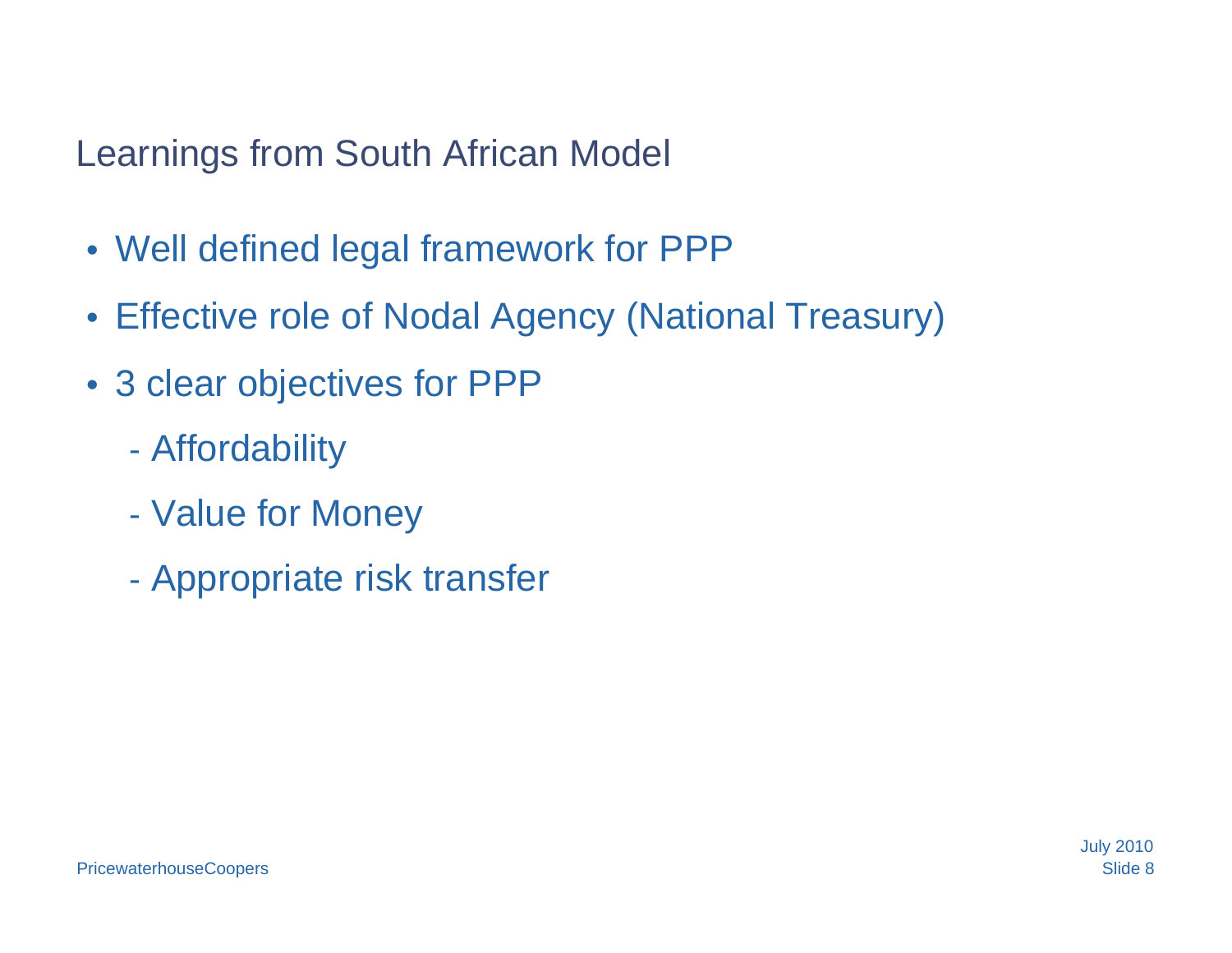# Learnings from South African Model

- Well defined legal framework for PPP
- Effective role of Nodal Agency (National Treasury)
- 3 clear objectives for PPP
  - Affordability
  - Value for Money
  - Appropriate risk transfer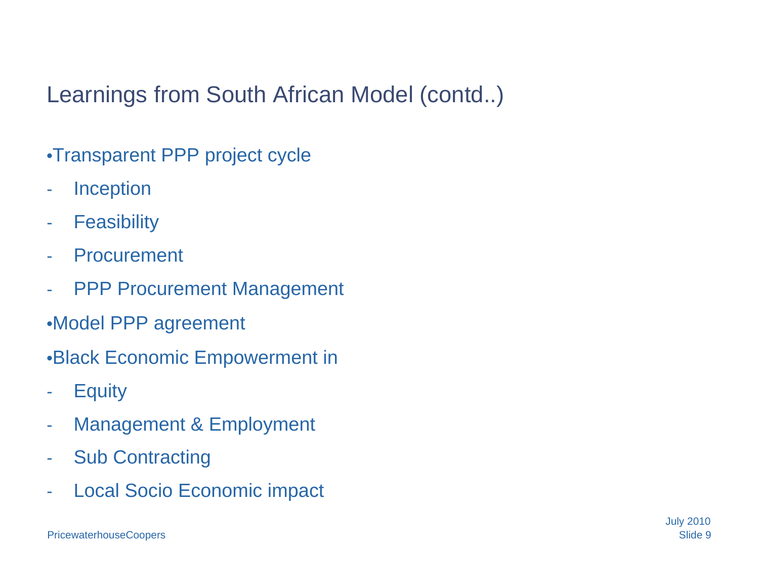# Learnings from South African Model (contd..)

- Transparent PPP project cycle
  - Inception
  - Feasibility
  - Procurement
  - PPP Procurement Management
- Model PPP agreement
- Black Economic Empowerment in
  - Equity
  - Management & Employment
  - Sub Contracting
  - Local Socio Economic impact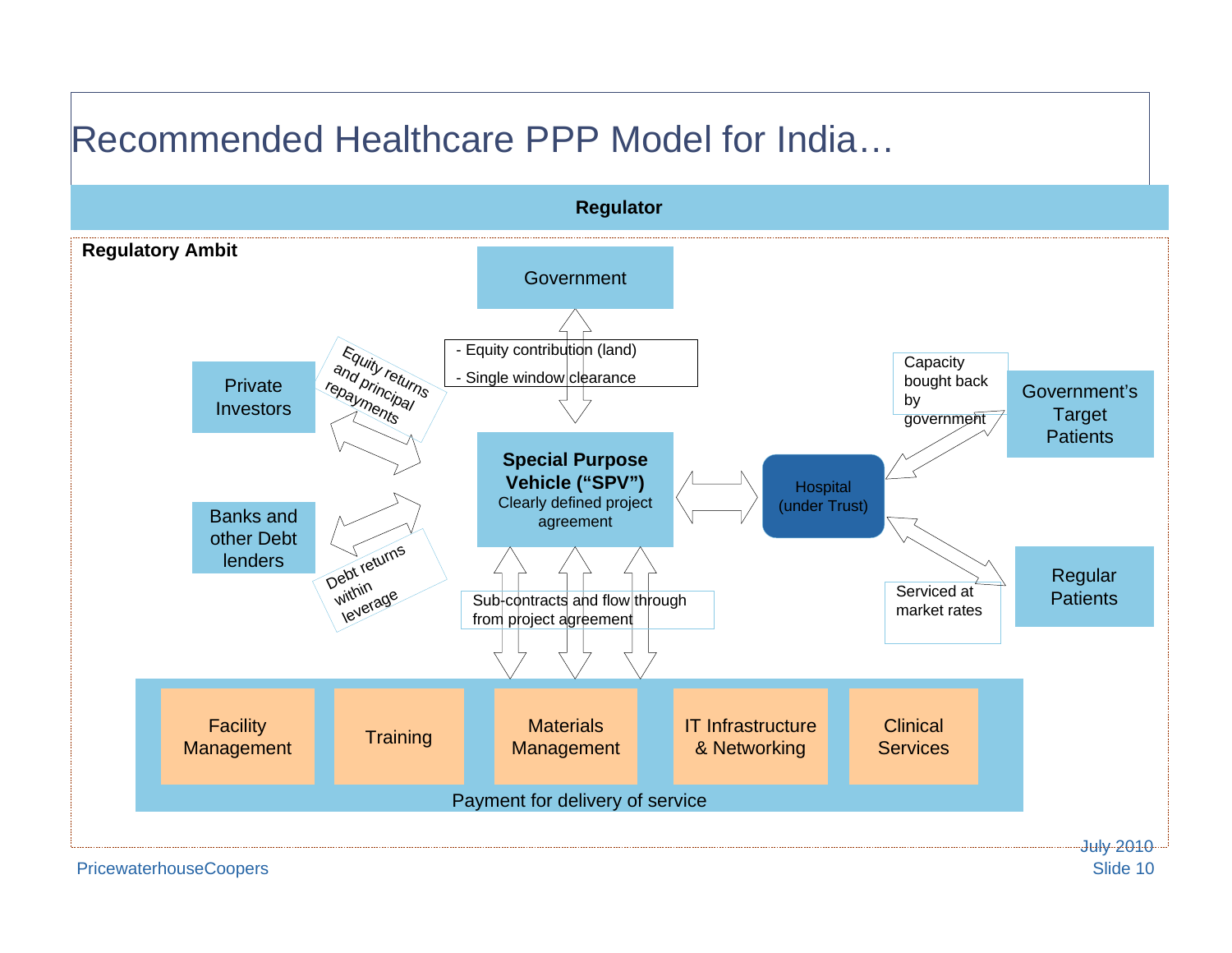# Recommended Healthcare PPP Model for India…

**Regulator**

**Regulatory Ambit**

Government

- Equity contribution (land)
- Single window clearance

Private Investors

Equity returns and principal repayments

Banks and other Debt lenders

Debt returns within leverage

**Special Purpose Vehicle ("SPV")**
Clearly defined project agreement

Hospital (under Trust)

Capacity bought back by government

Government's Target Patients

Serviced at market rates

Regular Patients

Sub-contracts and flow through from project agreement

- Facility Management
- Training
- Materials Management
- IT Infrastructure & Networking
- Clinical Services

Payment for delivery of service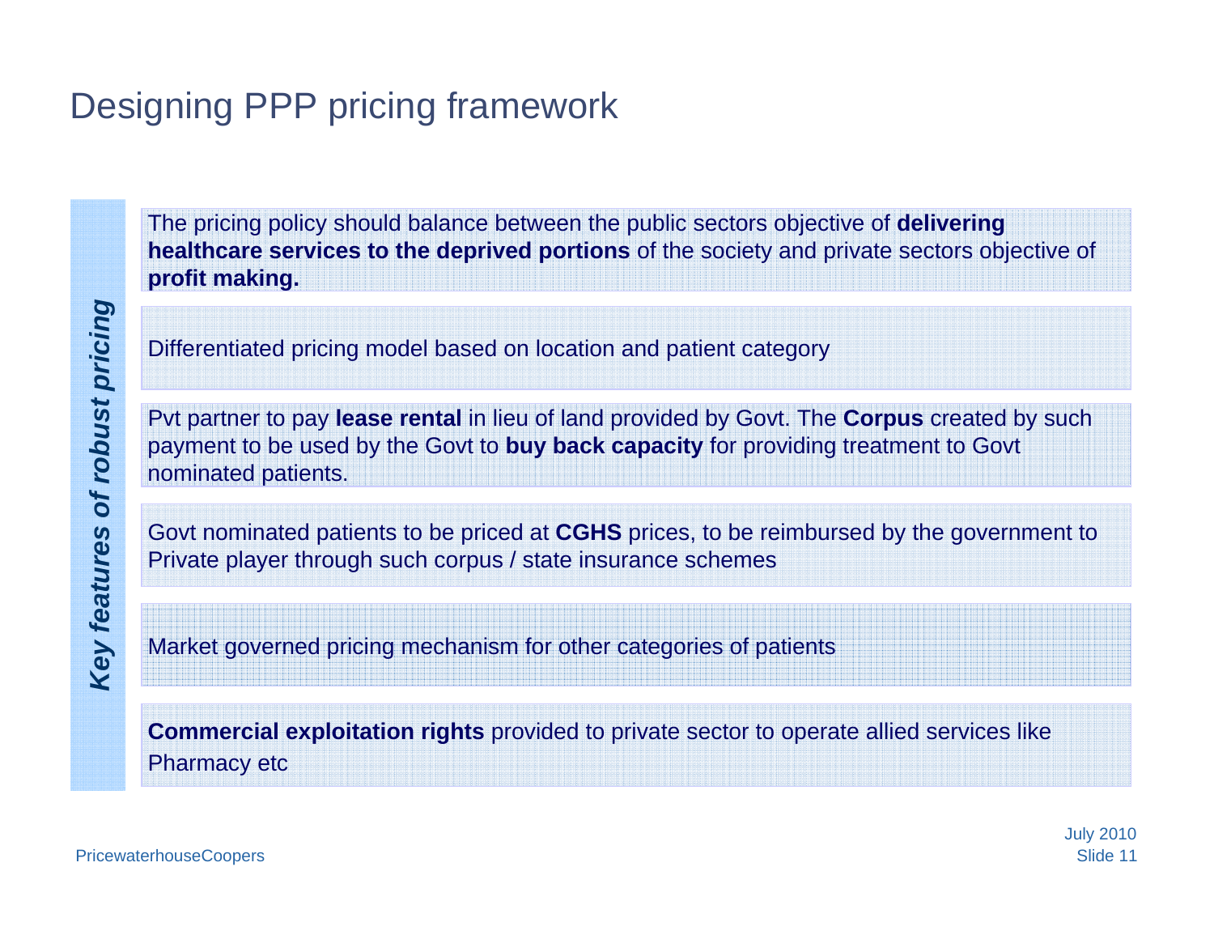# Designing PPP pricing framework

***Key features of robust pricing***

- The pricing policy should balance between the public sectors objective of **delivering healthcare services to the deprived portions** of the society and private sectors objective of **profit making.**
- Differentiated pricing model based on location and patient category
- Pvt partner to pay **lease rental** in lieu of land provided by Govt. The **Corpus** created by such payment to be used by the Govt to **buy back capacity** for providing treatment to Govt nominated patients.
- Govt nominated patients to be priced at **CGHS** prices, to be reimbursed by the government to Private player through such corpus / state insurance schemes
- Market governed pricing mechanism for other categories of patients
- **Commercial exploitation rights** provided to private sector to operate allied services like Pharmacy etc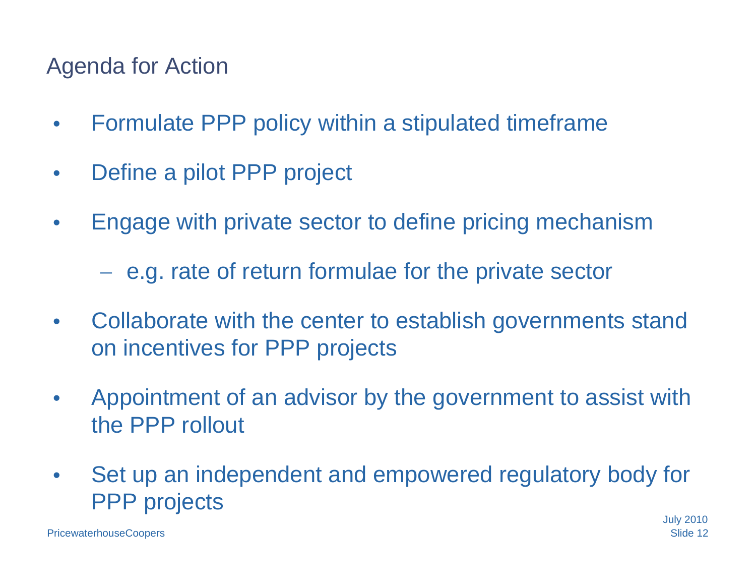# Agenda for Action

- Formulate PPP policy within a stipulated timeframe
- Define a pilot PPP project
- Engage with private sector to define pricing mechanism
  - e.g. rate of return formulae for the private sector
- Collaborate with the center to establish governments stand on incentives for PPP projects
- Appointment of an advisor by the government to assist with the PPP rollout
- Set up an independent and empowered regulatory body for PPP projects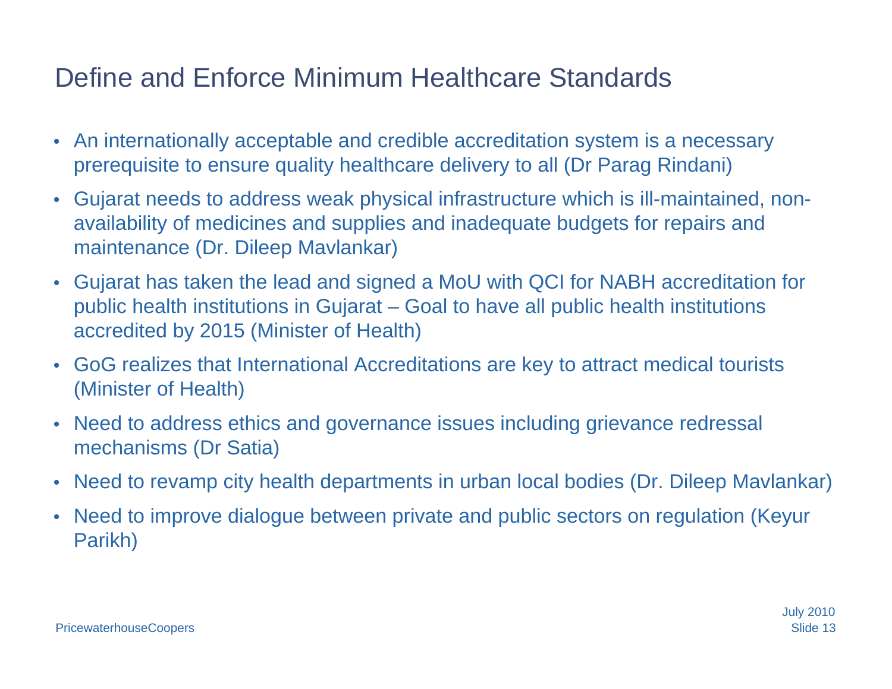# Define and Enforce Minimum Healthcare Standards

- An internationally acceptable and credible accreditation system is a necessary prerequisite to ensure quality healthcare delivery to all (Dr Parag Rindani)
- Gujarat needs to address weak physical infrastructure which is ill-maintained, non-availability of medicines and supplies and inadequate budgets for repairs and maintenance (Dr. Dileep Mavlankar)
- Gujarat has taken the lead and signed a MoU with QCI for NABH accreditation for public health institutions in Gujarat – Goal to have all public health institutions accredited by 2015 (Minister of Health)
- GoG realizes that International Accreditations are key to attract medical tourists (Minister of Health)
- Need to address ethics and governance issues including grievance redressal mechanisms (Dr Satia)
- Need to revamp city health departments in urban local bodies (Dr. Dileep Mavlankar)
- Need to improve dialogue between private and public sectors on regulation (Keyur Parikh)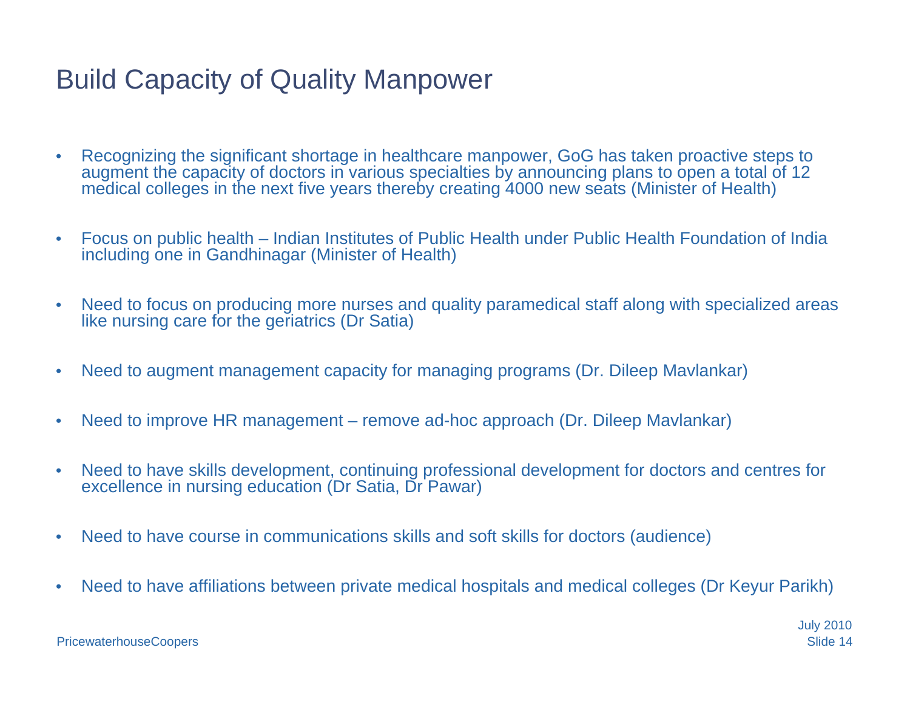# Build Capacity of Quality Manpower

- Recognizing the significant shortage in healthcare manpower, GoG has taken proactive steps to augment the capacity of doctors in various specialties by announcing plans to open a total of 12 medical colleges in the next five years thereby creating 4000 new seats (Minister of Health)
- Focus on public health – Indian Institutes of Public Health under Public Health Foundation of India including one in Gandhinagar (Minister of Health)
- Need to focus on producing more nurses and quality paramedical staff along with specialized areas like nursing care for the geriatrics (Dr Satia)
- Need to augment management capacity for managing programs (Dr. Dileep Mavlankar)
- Need to improve HR management – remove ad-hoc approach (Dr. Dileep Mavlankar)
- Need to have skills development, continuing professional development for doctors and centres for excellence in nursing education (Dr Satia, Dr Pawar)
- Need to have course in communications skills and soft skills for doctors (audience)
- Need to have affiliations between private medical hospitals and medical colleges (Dr Keyur Parikh)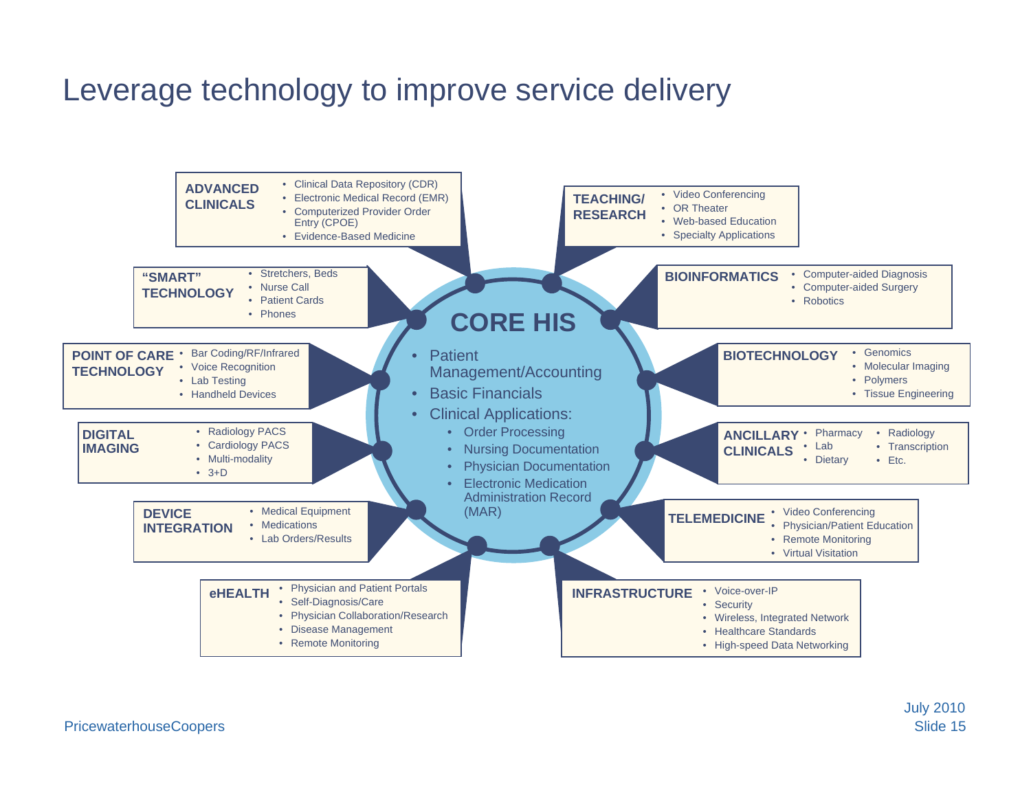# Leverage technology to improve service delivery

## CORE HIS

- Patient Management/Accounting
- Basic Financials
- Clinical Applications:
  - Order Processing
  - Nursing Documentation
  - Physician Documentation
  - Electronic Medication Administration Record (MAR)

**ADVANCED CLINICALS**
- Clinical Data Repository (CDR)
- Electronic Medical Record (EMR)
- Computerized Provider Order Entry (CPOE)
- Evidence-Based Medicine

**TEACHING/ RESEARCH**
- Video Conferencing
- OR Theater
- Web-based Education
- Specialty Applications

**"SMART" TECHNOLOGY**
- Stretchers, Beds
- Nurse Call
- Patient Cards
- Phones

**BIOINFORMATICS**
- Computer-aided Diagnosis
- Computer-aided Surgery
- Robotics

**POINT OF CARE TECHNOLOGY**
- Bar Coding/RF/Infrared
- Voice Recognition
- Lab Testing
- Handheld Devices

**BIOTECHNOLOGY**
- Genomics
- Molecular Imaging
- Polymers
- Tissue Engineering

**DIGITAL IMAGING**
- Radiology PACS
- Cardiology PACS
- Multi-modality
- 3+D

**ANCILLARY CLINICALS**
- Pharmacy
- Lab
- Dietary
- Radiology
- Transcription
- Etc.

**DEVICE INTEGRATION**
- Medical Equipment
- Medications
- Lab Orders/Results

**TELEMEDICINE**
- Video Conferencing
- Physician/Patient Education
- Remote Monitoring
- Virtual Visitation

**eHEALTH**
- Physician and Patient Portals
- Self-Diagnosis/Care
- Physician Collaboration/Research
- Disease Management
- Remote Monitoring

**INFRASTRUCTURE**
- Voice-over-IP
- Security
- Wireless, Integrated Network
- Healthcare Standards
- High-speed Data Networking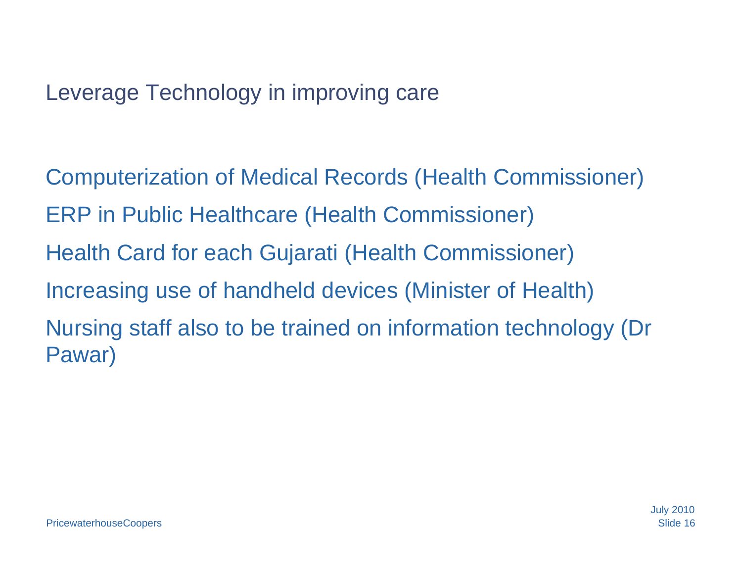# Leverage Technology in improving care

Computerization of Medical Records (Health Commissioner)

ERP in Public Healthcare (Health Commissioner)

Health Card for each Gujarati (Health Commissioner)

Increasing use of handheld devices (Minister of Health)

Nursing staff also to be trained on information technology (Dr Pawar)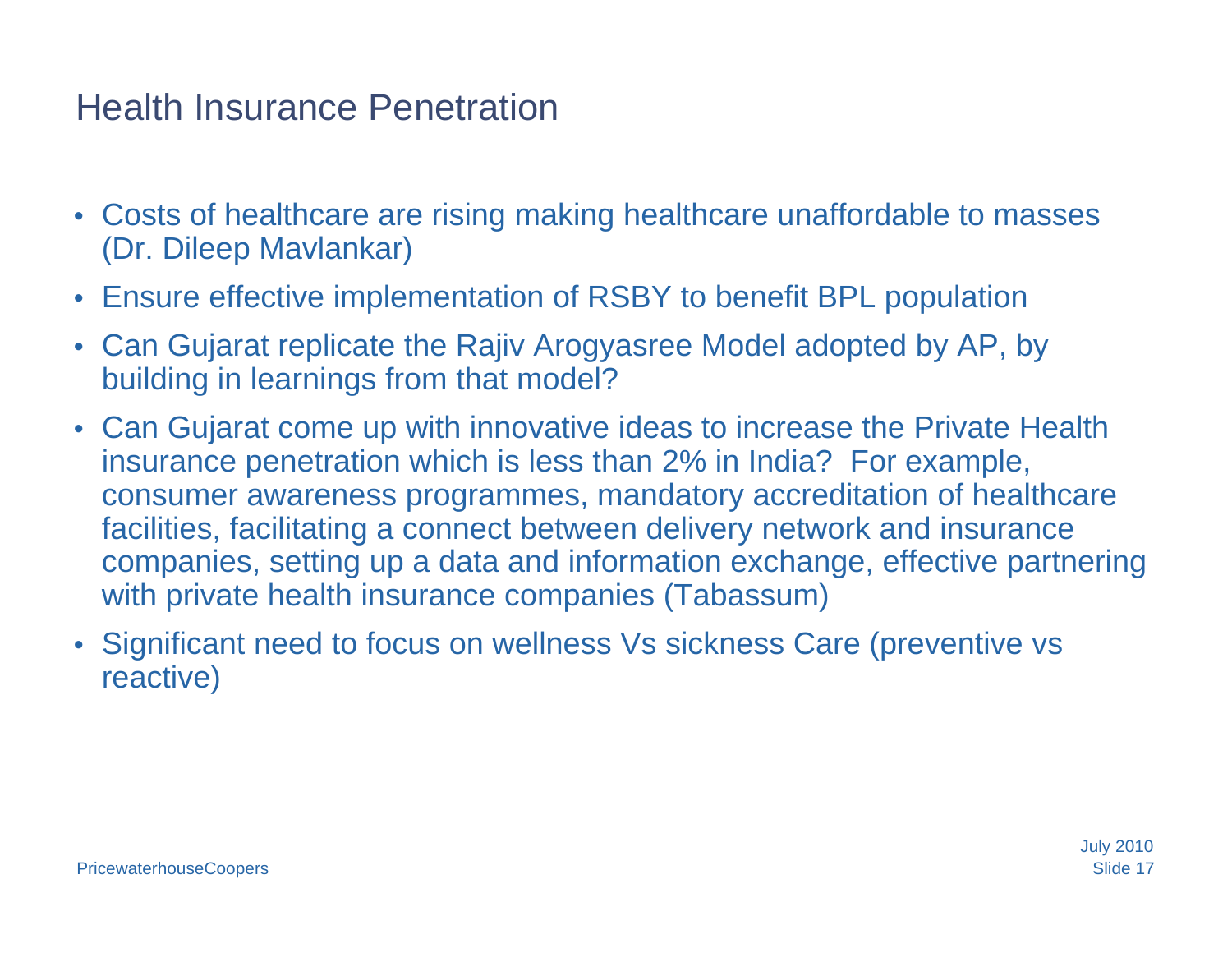# Health Insurance Penetration

- Costs of healthcare are rising making healthcare unaffordable to masses (Dr. Dileep Mavlankar)
- Ensure effective implementation of RSBY to benefit BPL population
- Can Gujarat replicate the Rajiv Arogyasree Model adopted by AP, by building in learnings from that model?
- Can Gujarat come up with innovative ideas to increase the Private Health insurance penetration which is less than 2% in India? For example, consumer awareness programmes, mandatory accreditation of healthcare facilities, facilitating a connect between delivery network and insurance companies, setting up a data and information exchange, effective partnering with private health insurance companies (Tabassum)
- Significant need to focus on wellness Vs sickness Care (preventive vs reactive)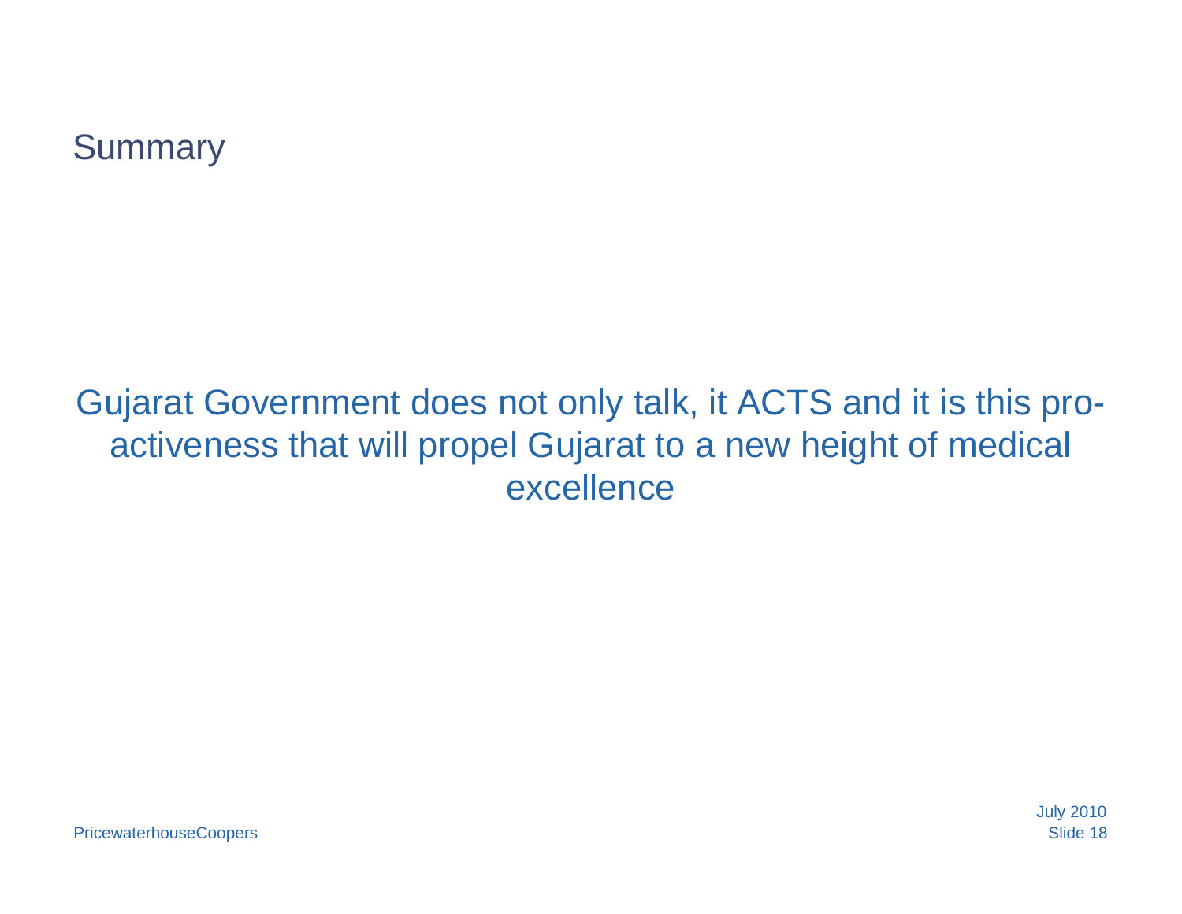# Summary

Gujarat Government does not only talk, it ACTS and it is this pro-activeness that will propel Gujarat to a new height of medical excellence